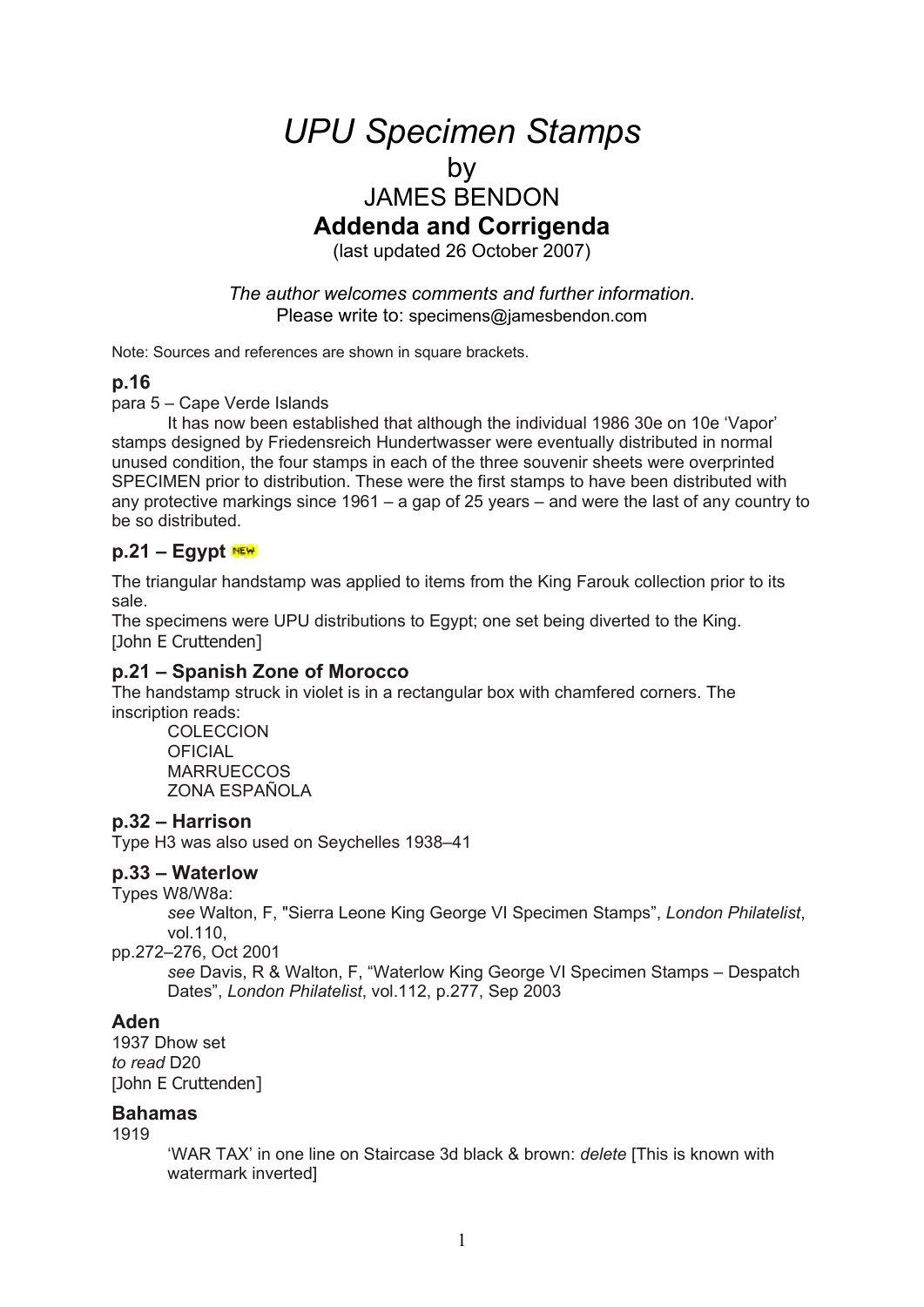// UPU Specimen Stamps — Addenda and Corrigenda, p.1 (of 6)
# *UPU Specimen Stamps*

by

JAMES BENDON

**Addenda and Corrigenda**

(last updated 26 October 2007)

*The author welcomes comments and further information.*
Please write to: specimens@jamesbendon.com

Note: Sources and references are shown in square brackets.

### p.16

para 5 – Cape Verde Islands

It has now been established that although the individual 1986 30e on 10e 'Vapor' stamps designed by Friedensreich Hundertwasser were eventually distributed in normal unused condition, the four stamps in each of the three souvenir sheets were overprinted SPECIMEN prior to distribution. These were the first stamps to have been distributed with any protective markings since 1961 – a gap of 25 years – and were the last of any country to be so distributed.

### p.21 – Egypt NEW

The triangular handstamp was applied to items from the King Farouk collection prior to its sale.
The specimens were UPU distributions to Egypt; one set being diverted to the King.
[John E Cruttenden]

### p.21 – Spanish Zone of Morocco

The handstamp struck in violet is in a rectangular box with chamfered corners. The inscription reads:

COLECCION
OFICIAL
MARRUECCOS
ZONA ESPAÑOLA

### p.32 – Harrison

Type H3 was also used on Seychelles 1938–41

### p.33 – Waterlow

Types W8/W8a:

*see* Walton, F, "Sierra Leone King George VI Specimen Stamps", *London Philatelist*, vol.110, pp.272–276, Oct 2001

*see* Davis, R & Walton, F, "Waterlow King George VI Specimen Stamps – Despatch Dates", *London Philatelist*, vol.112, p.277, Sep 2003

### Aden

1937 Dhow set
*to read* D20
[John E Cruttenden]

### Bahamas

1919

'WAR TAX' in one line on Staircase 3d black & brown: *delete* [This is known with watermark inverted]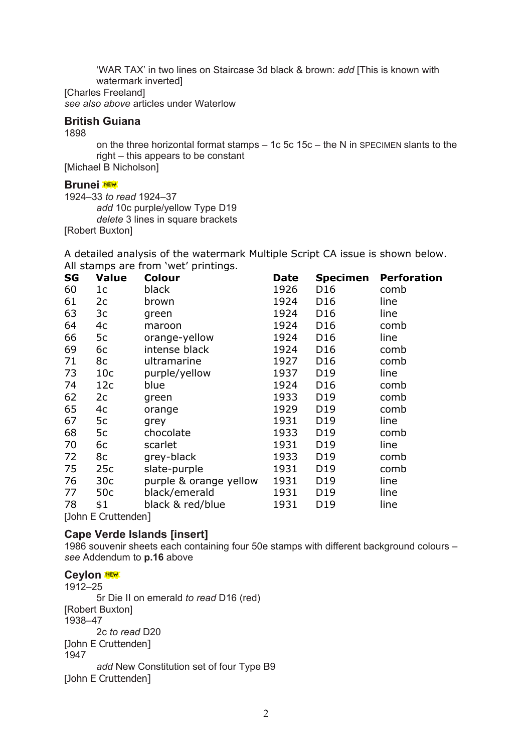'WAR TAX' in two lines on Staircase 3d black & brown: *add* [This is known with watermark inverted]

[Charles Freeland]

*see also above* articles under Waterlow

## British Guiana

1898

on the three horizontal format stamps – 1c 5c 15c – the N in SPECIMEN slants to the right – this appears to be constant

[Michael B Nicholson]

## Brunei NEW

1924–33 *to read* 1924–37

*add* 10c purple/yellow Type D19

*delete* 3 lines in square brackets

[Robert Buxton]

A detailed analysis of the watermark Multiple Script CA issue is shown below. All stamps are from 'wet' printings.

| SG | Value | Colour | Date | Specimen | Perforation |
|---|---|---|---|---|---|
| 60 | 1c | black | 1926 | D16 | comb |
| 61 | 2c | brown | 1924 | D16 | line |
| 63 | 3c | green | 1924 | D16 | line |
| 64 | 4c | maroon | 1924 | D16 | comb |
| 66 | 5c | orange-yellow | 1924 | D16 | line |
| 69 | 6c | intense black | 1924 | D16 | comb |
| 71 | 8c | ultramarine | 1927 | D16 | comb |
| 73 | 10c | purple/yellow | 1937 | D19 | line |
| 74 | 12c | blue | 1924 | D16 | comb |
| 62 | 2c | green | 1933 | D19 | comb |
| 65 | 4c | orange | 1929 | D19 | comb |
| 67 | 5c | grey | 1931 | D19 | line |
| 68 | 5c | chocolate | 1933 | D19 | comb |
| 70 | 6c | scarlet | 1931 | D19 | line |
| 72 | 8c | grey-black | 1933 | D19 | comb |
| 75 | 25c | slate-purple | 1931 | D19 | comb |
| 76 | 30c | purple & orange yellow | 1931 | D19 | line |
| 77 | 50c | black/emerald | 1931 | D19 | line |
| 78 | $1 | black & red/blue | 1931 | D19 | line |

[John E Cruttenden]

## Cape Verde Islands [insert]

1986 souvenir sheets each containing four 50e stamps with different background colours – *see* Addendum to **p.16** above

## Ceylon NEW

1912–25

5r Die II on emerald *to read* D16 (red)

[Robert Buxton]

1938–47

2c *to read* D20

[John E Cruttenden]

1947

*add* New Constitution set of four Type B9

[John E Cruttenden]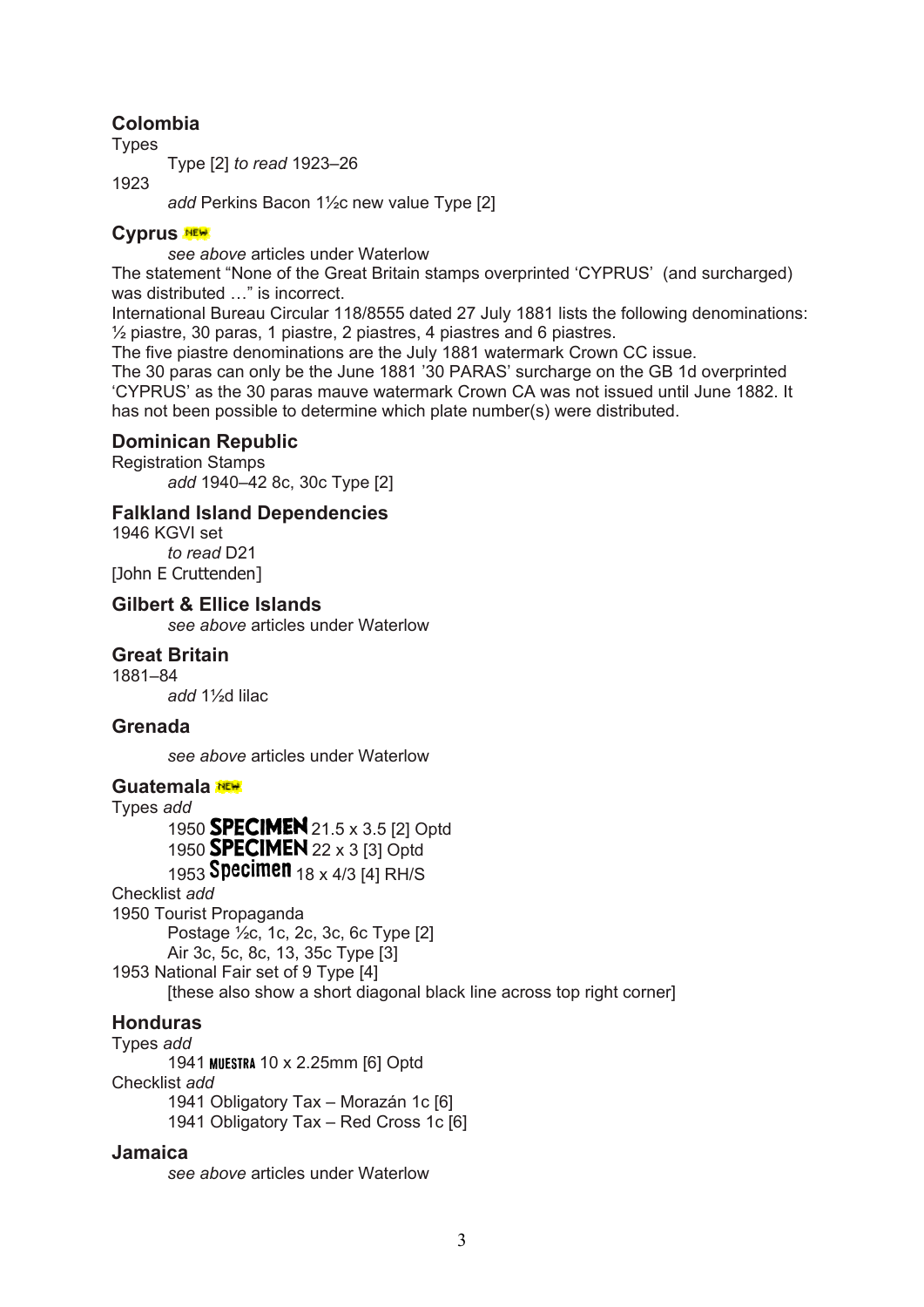## Colombia

Types

*Type [2] to read* 1923–26

1923

*add* Perkins Bacon 1½c new value Type [2]

## Cyprus NEW

*see above* articles under Waterlow

The statement "None of the Great Britain stamps overprinted 'CYPRUS' (and surcharged) was distributed …" is incorrect.

International Bureau Circular 118/8555 dated 27 July 1881 lists the following denominations: ½ piastre, 30 paras, 1 piastre, 2 piastres, 4 piastres and 6 piastres.

The five piastre denominations are the July 1881 watermark Crown CC issue.

The 30 paras can only be the June 1881 '30 PARAS' surcharge on the GB 1d overprinted 'CYPRUS' as the 30 paras mauve watermark Crown CA was not issued until June 1882. It has not been possible to determine which plate number(s) were distributed.

## Dominican Republic

Registration Stamps

*add* 1940–42 8c, 30c Type [2]

## Falkland Island Dependencies

1946 KGVI set

*to read* D21

[John E Cruttenden]

## Gilbert & Ellice Islands

*see above* articles under Waterlow

## Great Britain

1881–84

*add* 1½d lilac

## Grenada

*see above* articles under Waterlow

## Guatemala NEW

Types *add*

1950 **SPECIMEN** 21.5 x 3.5 [2] Optd

1950 **SPECIMEN** 22 x 3 [3] Optd

1953 **Specimen** 18 x 4/3 [4] RH/S

Checklist *add*

1950 Tourist Propaganda

Postage ½c, 1c, 2c, 3c, 6c Type [2]

Air 3c, 5c, 8c, 13, 35c Type [3]

1953 National Fair set of 9 Type [4]

[these also show a short diagonal black line across top right corner]

## Honduras

Types *add*

1941 MUESTRA 10 x 2.25mm [6] Optd

Checklist *add*

1941 Obligatory Tax – Morazán 1c [6]

1941 Obligatory Tax – Red Cross 1c [6]

## Jamaica

*see above* articles under Waterlow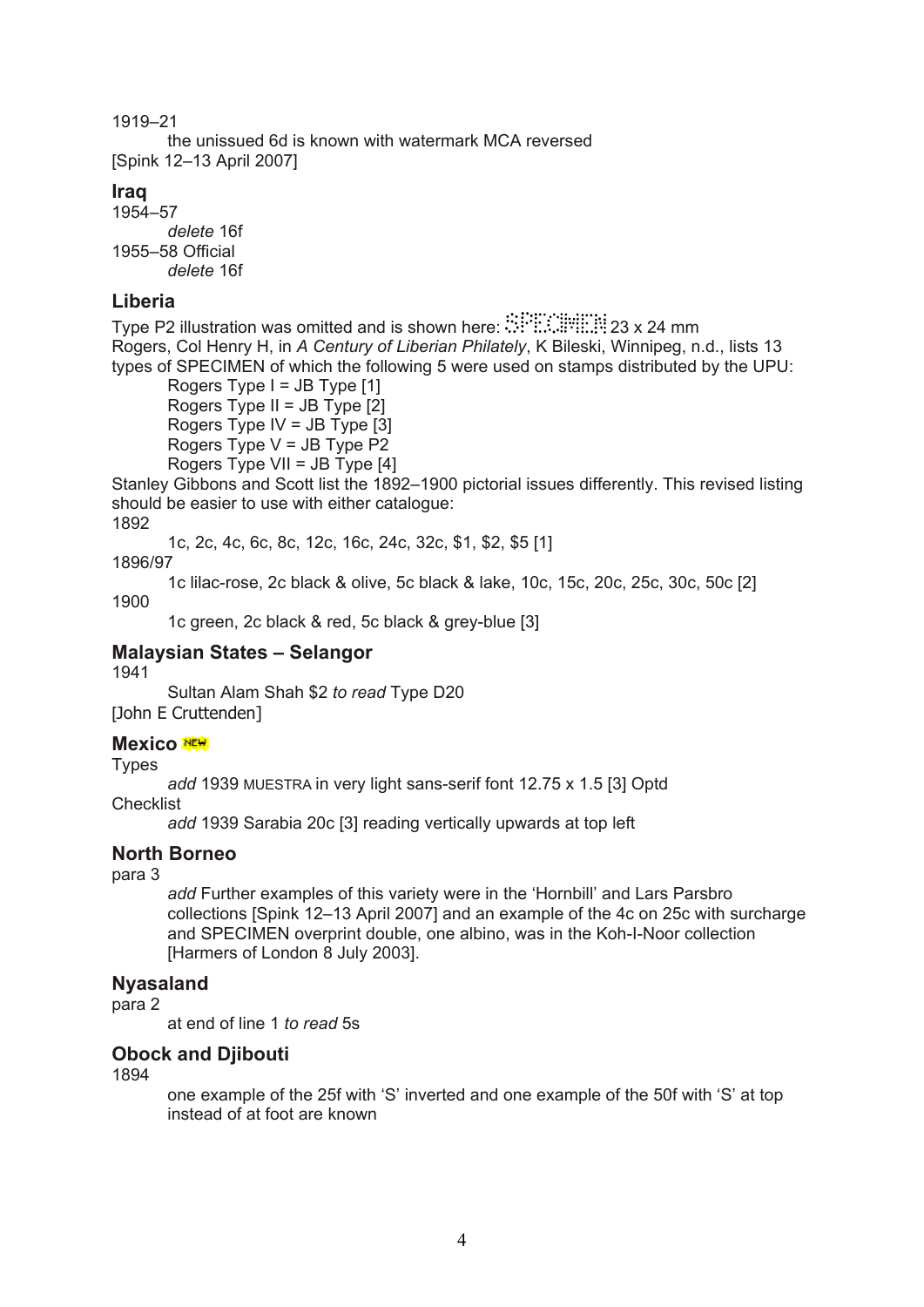1919–21

the unissued 6d is known with watermark MCA reversed

[Spink 12–13 April 2007]

## Iraq

1954–57

*delete* 16f

1955–58 Official

*delete* 16f

## Liberia

Type P2 illustration was omitted and is shown here: SPECIMEN 23 x 24 mm

Rogers, Col Henry H, in *A Century of Liberian Philately*, K Bileski, Winnipeg, n.d., lists 13 types of SPECIMEN of which the following 5 were used on stamps distributed by the UPU:

Rogers Type I = JB Type [1]
Rogers Type II = JB Type [2]
Rogers Type IV = JB Type [3]
Rogers Type V = JB Type P2
Rogers Type VII = JB Type [4]

Stanley Gibbons and Scott list the 1892–1900 pictorial issues differently. This revised listing should be easier to use with either catalogue:

1892

1c, 2c, 4c, 6c, 8c, 12c, 16c, 24c, 32c, $1, $2, $5 [1]

1896/97

1c lilac-rose, 2c black & olive, 5c black & lake, 10c, 15c, 20c, 25c, 30c, 50c [2]

1900

1c green, 2c black & red, 5c black & grey-blue [3]

## Malaysian States – Selangor

1941

Sultan Alam Shah $2 *to read* Type D20

[John E Cruttenden]

## Mexico NEW

Types

*add* 1939 MUESTRA in very light sans-serif font 12.75 x 1.5 [3] Optd

Checklist

*add* 1939 Sarabia 20c [3] reading vertically upwards at top left

## North Borneo

para 3

*add* Further examples of this variety were in the 'Hornbill' and Lars Parsbro collections [Spink 12–13 April 2007] and an example of the 4c on 25c with surcharge and SPECIMEN overprint double, one albino, was in the Koh-I-Noor collection [Harmers of London 8 July 2003].

## Nyasaland

para 2

at end of line 1 *to read* 5s

## Obock and Djibouti

1894

one example of the 25f with 'S' inverted and one example of the 50f with 'S' at top instead of at foot are known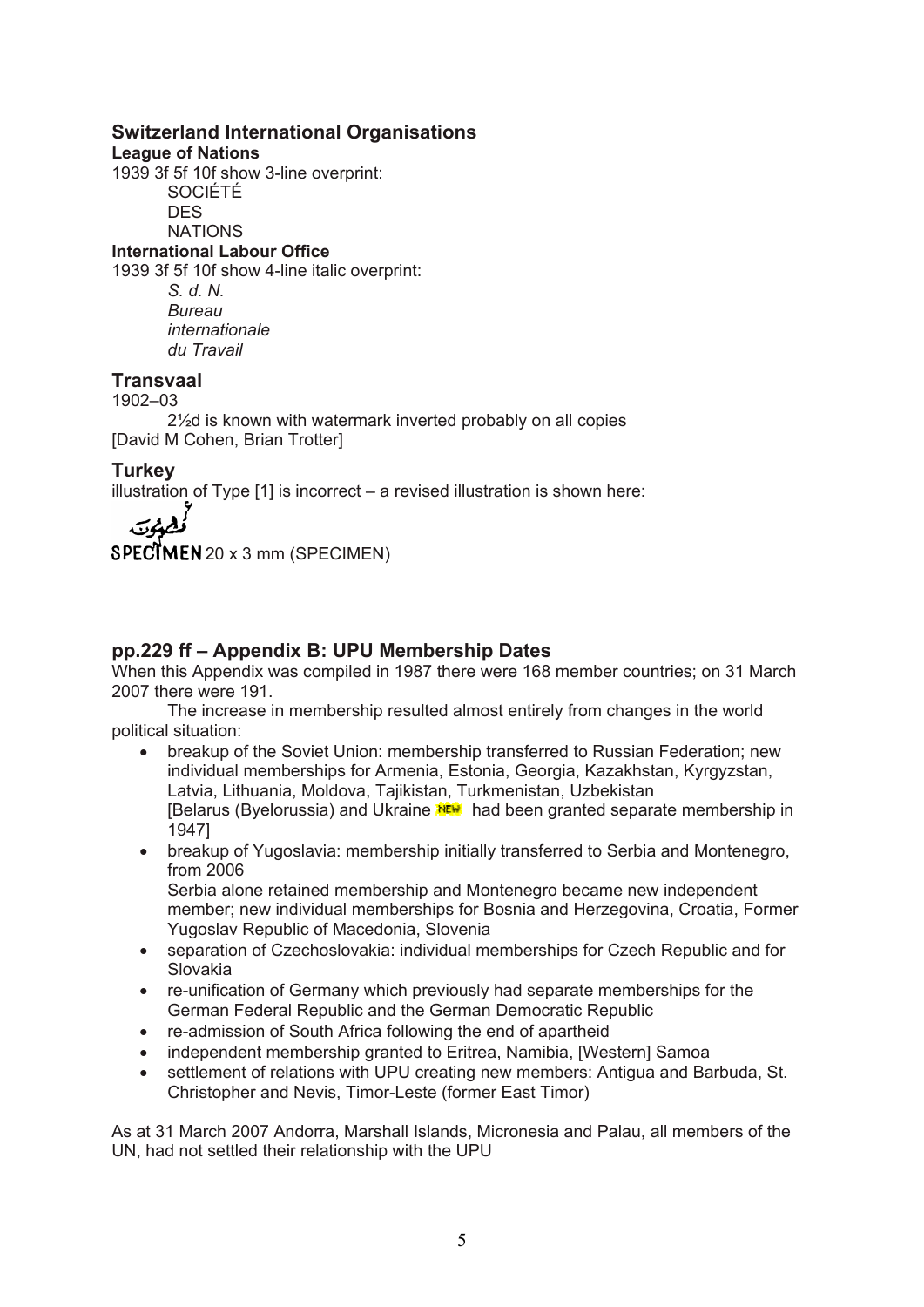## Switzerland International Organisations

**League of Nations**

1939 3f 5f 10f show 3-line overprint:

SOCIÉTÉ
DES
NATIONS

**International Labour Office**

1939 3f 5f 10f show 4-line italic overprint:

*S. d. N.*
*Bureau*
*internationale*
*du Travail*

## Transvaal

1902–03

2½d is known with watermark inverted probably on all copies
[David M Cohen, Brian Trotter]

## Turkey

illustration of Type [1] is incorrect – a revised illustration is shown here:

SPECIMEN 20 x 3 mm (SPECIMEN)

## pp.229 ff – Appendix B: UPU Membership Dates

When this Appendix was compiled in 1987 there were 168 member countries; on 31 March 2007 there were 191.

The increase in membership resulted almost entirely from changes in the world political situation:

- breakup of the Soviet Union: membership transferred to Russian Federation; new individual memberships for Armenia, Estonia, Georgia, Kazakhstan, Kyrgyzstan, Latvia, Lithuania, Moldova, Tajikistan, Turkmenistan, Uzbekistan
  [Belarus (Byelorussia) and Ukraine NEW had been granted separate membership in 1947]
- breakup of Yugoslavia: membership initially transferred to Serbia and Montenegro, from 2006
  Serbia alone retained membership and Montenegro became new independent member; new individual memberships for Bosnia and Herzegovina, Croatia, Former Yugoslav Republic of Macedonia, Slovenia
- separation of Czechoslovakia: individual memberships for Czech Republic and for Slovakia
- re-unification of Germany which previously had separate memberships for the German Federal Republic and the German Democratic Republic
- re-admission of South Africa following the end of apartheid
- independent membership granted to Eritrea, Namibia, [Western] Samoa
- settlement of relations with UPU creating new members: Antigua and Barbuda, St. Christopher and Nevis, Timor-Leste (former East Timor)

As at 31 March 2007 Andorra, Marshall Islands, Micronesia and Palau, all members of the UN, had not settled their relationship with the UPU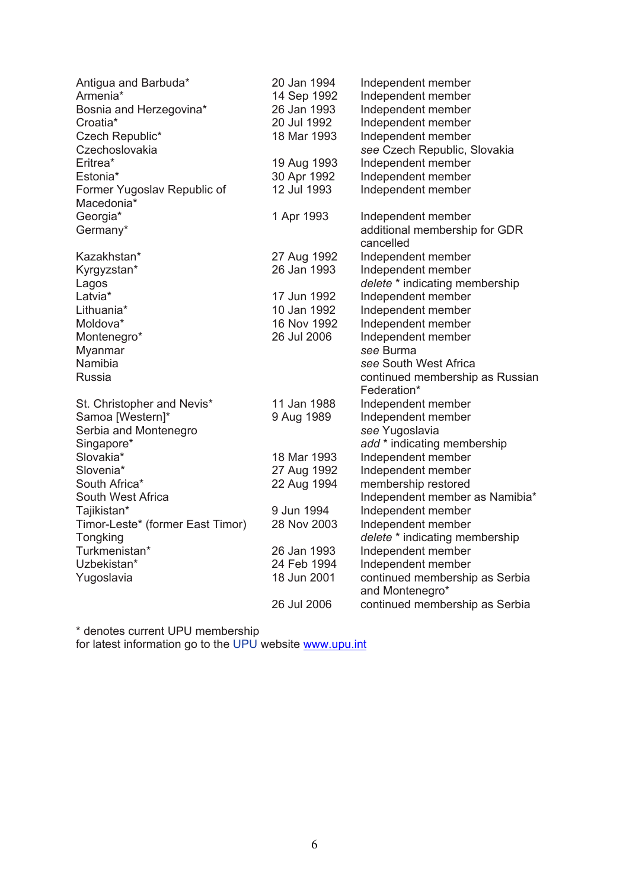| | | |
|---|---|---|
| Antigua and Barbuda* | 20 Jan 1994 | Independent member |
| Armenia* | 14 Sep 1992 | Independent member |
| Bosnia and Herzegovina* | 26 Jan 1993 | Independent member |
| Croatia* | 20 Jul 1992 | Independent member |
| Czech Republic* | 18 Mar 1993 | Independent member |
| Czechoslovakia | | *see* Czech Republic, Slovakia |
| Eritrea* | 19 Aug 1993 | Independent member |
| Estonia* | 30 Apr 1992 | Independent member |
| Former Yugoslav Republic of Macedonia* | 12 Jul 1993 | Independent member |
| Georgia* | 1 Apr 1993 | Independent member |
| Germany* | | additional membership for GDR cancelled |
| Kazakhstan* | 27 Aug 1992 | Independent member |
| Kyrgyzstan* | 26 Jan 1993 | Independent member |
| Lagos | | *delete* * indicating membership |
| Latvia* | 17 Jun 1992 | Independent member |
| Lithuania* | 10 Jan 1992 | Independent member |
| Moldova* | 16 Nov 1992 | Independent member |
| Montenegro* | 26 Jul 2006 | Independent member |
| Myanmar | | *see* Burma |
| Namibia | | *see* South West Africa |
| Russia | | continued membership as Russian Federation* |
| St. Christopher and Nevis* | 11 Jan 1988 | Independent member |
| Samoa [Western]* | 9 Aug 1989 | Independent member |
| Serbia and Montenegro | | *see* Yugoslavia |
| Singapore* | | *add* * indicating membership |
| Slovakia* | 18 Mar 1993 | Independent member |
| Slovenia* | 27 Aug 1992 | Independent member |
| South Africa* | 22 Aug 1994 | membership restored |
| South West Africa | | Independent member as Namibia* |
| Tajikistan* | 9 Jun 1994 | Independent member |
| Timor-Leste* (former East Timor) | 28 Nov 2003 | Independent member |
| Tongking | | *delete* * indicating membership |
| Turkmenistan* | 26 Jan 1993 | Independent member |
| Uzbekistan* | 24 Feb 1994 | Independent member |
| Yugoslavia | 18 Jun 2001 | continued membership as Serbia and Montenegro* |
| | 26 Jul 2006 | continued membership as Serbia |

* denotes current UPU membership
for latest information go to the UPU website www.upu.int